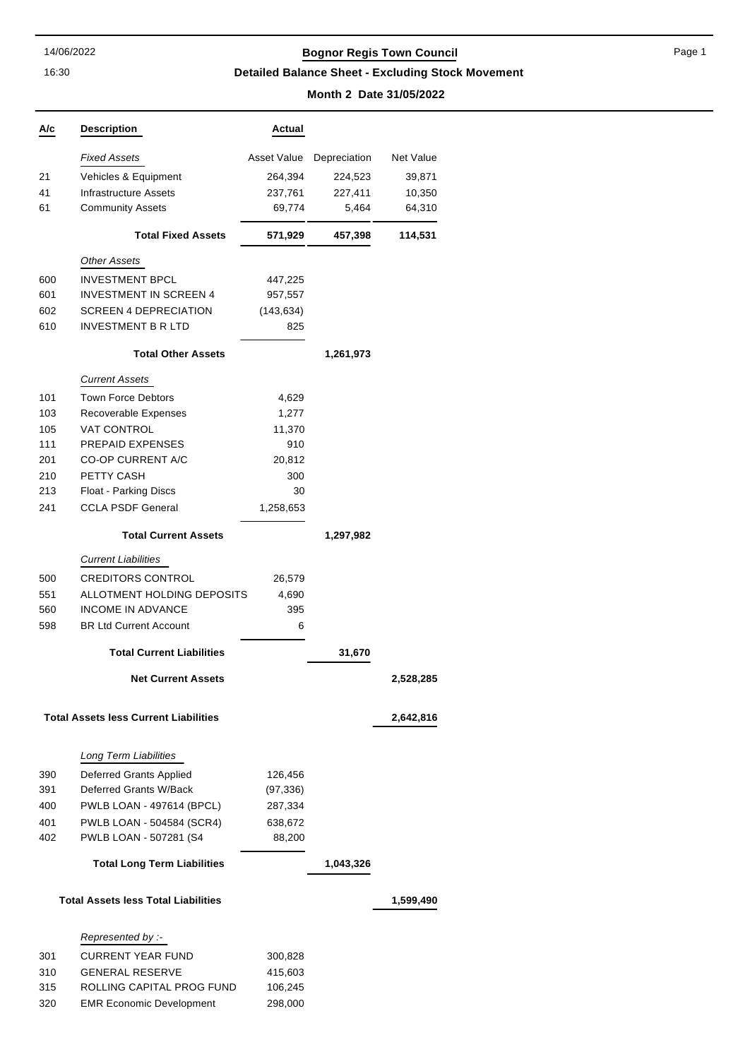# Bognor Regis Town Council

## Detailed Balance Sheet - Excluding Stock Movement

### Month 2 Date 31/05/2022

| A/c | Description | Actual | | |
|---|---|---|---|---|
| | *Fixed Assets* | Asset Value | Depreciation | Net Value |
| 21 | Vehicles & Equipment | 264,394 | 224,523 | 39,871 |
| 41 | Infrastructure Assets | 237,761 | 227,411 | 10,350 |
| 61 | Community Assets | 69,774 | 5,464 | 64,310 |
| | **Total Fixed Assets** | **571,929** | **457,398** | **114,531** |
| | *Other Assets* | | | |
| 600 | INVESTMENT BPCL | 447,225 | | |
| 601 | INVESTMENT IN SCREEN 4 | 957,557 | | |
| 602 | SCREEN 4 DEPRECIATION | (143,634) | | |
| 610 | INVESTMENT B R LTD | 825 | | |
| | **Total Other Assets** | | **1,261,973** | |
| | *Current Assets* | | | |
| 101 | Town Force Debtors | 4,629 | | |
| 103 | Recoverable Expenses | 1,277 | | |
| 105 | VAT CONTROL | 11,370 | | |
| 111 | PREPAID EXPENSES | 910 | | |
| 201 | CO-OP CURRENT A/C | 20,812 | | |
| 210 | PETTY CASH | 300 | | |
| 213 | Float - Parking Discs | 30 | | |
| 241 | CCLA PSDF General | 1,258,653 | | |
| | **Total Current Assets** | | **1,297,982** | |
| | *Current Liabilities* | | | |
| 500 | CREDITORS CONTROL | 26,579 | | |
| 551 | ALLOTMENT HOLDING DEPOSITS | 4,690 | | |
| 560 | INCOME IN ADVANCE | 395 | | |
| 598 | BR Ltd Current Account | 6 | | |
| | **Total Current Liabilities** | | **31,670** | |
| | **Net Current Assets** | | | **2,528,285** |
| | **Total Assets less Current Liabilities** | | | **2,642,816** |
| | *Long Term Liabilities* | | | |
| 390 | Deferred Grants Applied | 126,456 | | |
| 391 | Deferred Grants W/Back | (97,336) | | |
| 400 | PWLB LOAN - 497614 (BPCL) | 287,334 | | |
| 401 | PWLB LOAN - 504584 (SCR4) | 638,672 | | |
| 402 | PWLB LOAN - 507281 (S4 | 88,200 | | |
| | **Total Long Term Liabilities** | | **1,043,326** | |
| | **Total Assets less Total Liabilities** | | | **1,599,490** |
| | *Represented by :-* | | | |
| 301 | CURRENT YEAR FUND | 300,828 | | |
| 310 | GENERAL RESERVE | 415,603 | | |
| 315 | ROLLING CAPITAL PROG FUND | 106,245 | | |
| 320 | EMR Economic Development | 298,000 | | |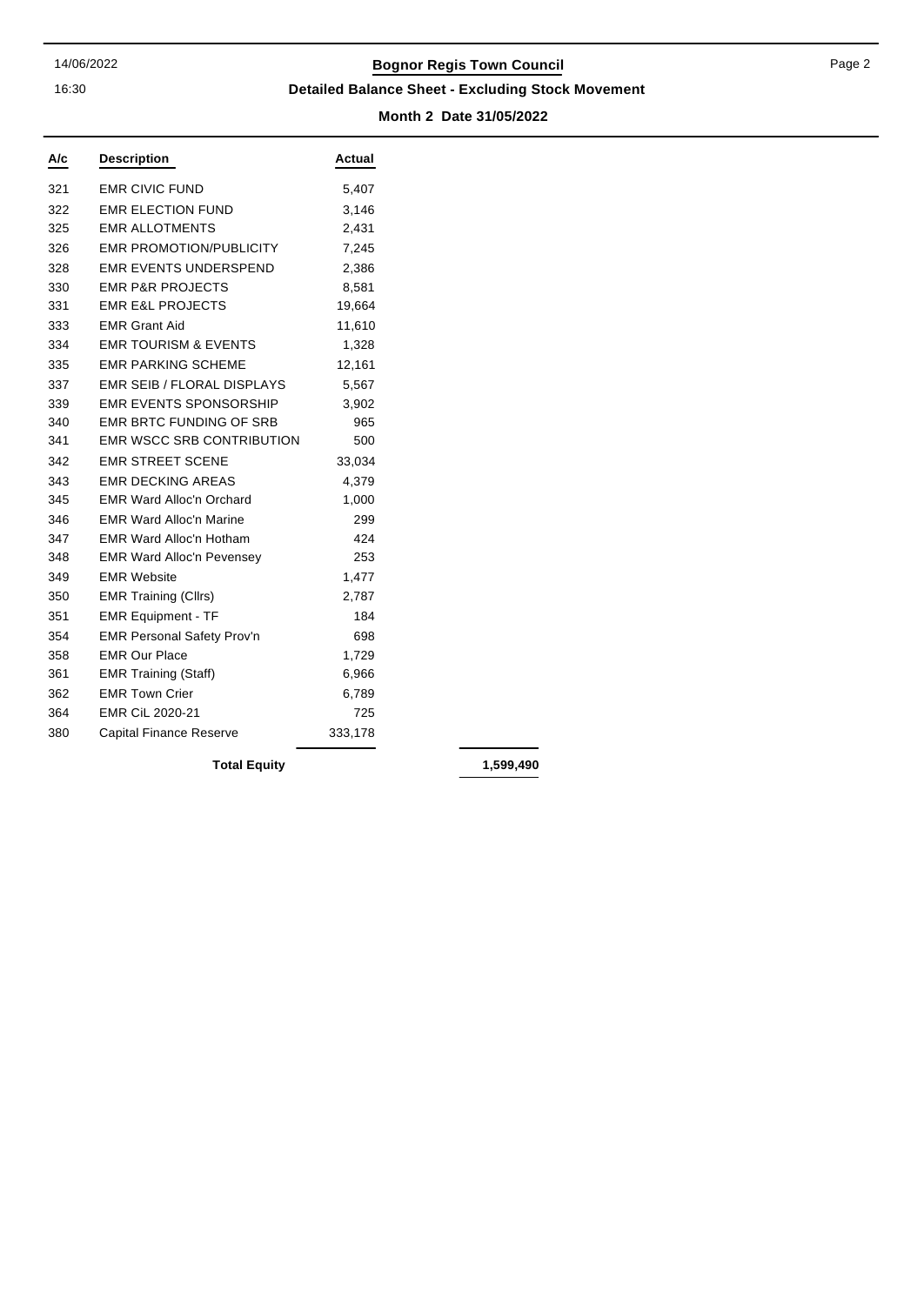# Bognor Regis Town Council

## Detailed Balance Sheet - Excluding Stock Movement

**Month 2 Date 31/05/2022**

| A/c | Description | Actual | |
|---|---|---|---|
| 321 | EMR CIVIC FUND | 5,407 | |
| 322 | EMR ELECTION FUND | 3,146 | |
| 325 | EMR ALLOTMENTS | 2,431 | |
| 326 | EMR PROMOTION/PUBLICITY | 7,245 | |
| 328 | EMR EVENTS UNDERSPEND | 2,386 | |
| 330 | EMR P&R PROJECTS | 8,581 | |
| 331 | EMR E&L PROJECTS | 19,664 | |
| 333 | EMR Grant Aid | 11,610 | |
| 334 | EMR TOURISM & EVENTS | 1,328 | |
| 335 | EMR PARKING SCHEME | 12,161 | |
| 337 | EMR SEIB / FLORAL DISPLAYS | 5,567 | |
| 339 | EMR EVENTS SPONSORSHIP | 3,902 | |
| 340 | EMR BRTC FUNDING OF SRB | 965 | |
| 341 | EMR WSCC SRB CONTRIBUTION | 500 | |
| 342 | EMR STREET SCENE | 33,034 | |
| 343 | EMR DECKING AREAS | 4,379 | |
| 345 | EMR Ward Alloc'n Orchard | 1,000 | |
| 346 | EMR Ward Alloc'n Marine | 299 | |
| 347 | EMR Ward Alloc'n Hotham | 424 | |
| 348 | EMR Ward Alloc'n Pevensey | 253 | |
| 349 | EMR Website | 1,477 | |
| 350 | EMR Training (Cllrs) | 2,787 | |
| 351 | EMR Equipment - TF | 184 | |
| 354 | EMR Personal Safety Prov'n | 698 | |
| 358 | EMR Our Place | 1,729 | |
| 361 | EMR Training (Staff) | 6,966 | |
| 362 | EMR Town Crier | 6,789 | |
| 364 | EMR CiL 2020-21 | 725 | |
| 380 | Capital Finance Reserve | 333,178 | |
| | **Total Equity** | | **1,599,490** |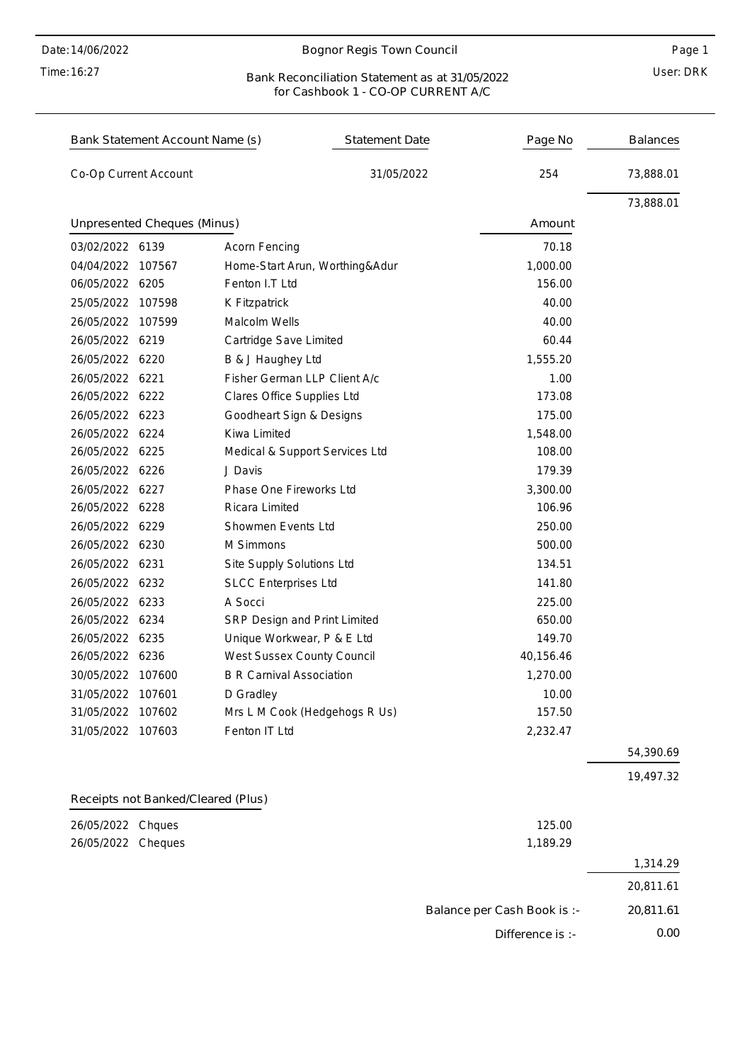Date: 14/06/2022

Time: 16:27

# Bognor Regis Town Council

User: DRK

## Bank Reconciliation Statement as at 31/05/2022 for Cashbook 1 - CO-OP CURRENT A/C

| Bank Statement Account Name (s) | Statement Date | Page No | Balances |
|---|---|---|---|
| Co-Op Current Account | 31/05/2022 | 254 | 73,888.01 |
| | | | 73,888.01 |

### Unpresented Cheques (Minus)

| Date | Ref | Payee | Amount | Balances |
|---|---|---|---|---|
| 03/02/2022 | 6139 | Acorn Fencing | 70.18 | |
| 04/04/2022 | 107567 | Home-Start Arun, Worthing&Adur | 1,000.00 | |
| 06/05/2022 | 6205 | Fenton I.T Ltd | 156.00 | |
| 25/05/2022 | 107598 | K Fitzpatrick | 40.00 | |
| 26/05/2022 | 107599 | Malcolm Wells | 40.00 | |
| 26/05/2022 | 6219 | Cartridge Save Limited | 60.44 | |
| 26/05/2022 | 6220 | B & J Haughey Ltd | 1,555.20 | |
| 26/05/2022 | 6221 | Fisher German LLP Client A/c | 1.00 | |
| 26/05/2022 | 6222 | Clares Office Supplies Ltd | 173.08 | |
| 26/05/2022 | 6223 | Goodheart Sign & Designs | 175.00 | |
| 26/05/2022 | 6224 | Kiwa Limited | 1,548.00 | |
| 26/05/2022 | 6225 | Medical & Support Services Ltd | 108.00 | |
| 26/05/2022 | 6226 | J Davis | 179.39 | |
| 26/05/2022 | 6227 | Phase One Fireworks Ltd | 3,300.00 | |
| 26/05/2022 | 6228 | Ricara Limited | 106.96 | |
| 26/05/2022 | 6229 | Showmen Events Ltd | 250.00 | |
| 26/05/2022 | 6230 | M Simmons | 500.00 | |
| 26/05/2022 | 6231 | Site Supply Solutions Ltd | 134.51 | |
| 26/05/2022 | 6232 | SLCC Enterprises Ltd | 141.80 | |
| 26/05/2022 | 6233 | A Socci | 225.00 | |
| 26/05/2022 | 6234 | SRP Design and Print Limited | 650.00 | |
| 26/05/2022 | 6235 | Unique Workwear, P & E Ltd | 149.70 | |
| 26/05/2022 | 6236 | West Sussex County Council | 40,156.46 | |
| 30/05/2022 | 107600 | B R Carnival Association | 1,270.00 | |
| 31/05/2022 | 107601 | D Gradley | 10.00 | |
| 31/05/2022 | 107602 | Mrs L M Cook (Hedgehogs R Us) | 157.50 | |
| 31/05/2022 | 107603 | Fenton IT Ltd | 2,232.47 | |
| | | | | 54,390.69 |
| | | | | 19,497.32 |

### Receipts not Banked/Cleared (Plus)

| Date | Ref | Amount | Balances |
|---|---|---|---|
| 26/05/2022 | Chques | 125.00 | |
| 26/05/2022 | Cheques | 1,189.29 | |
| | | | 1,314.29 |
| | | | 20,811.61 |

| | |
|---|---|
| Balance per Cash Book is :- | 20,811.61 |
| Difference is :- | 0.00 |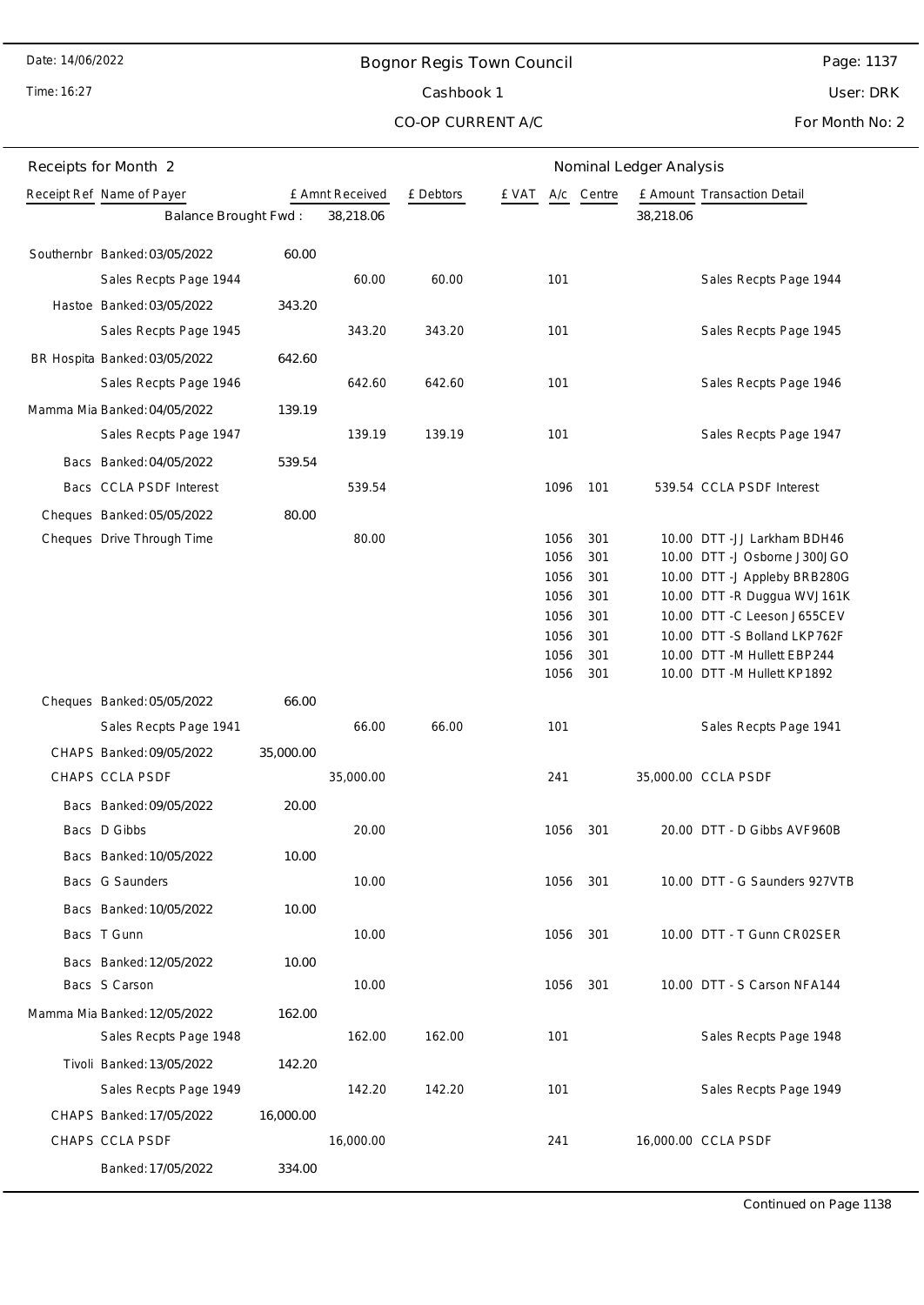Date: 14/06/2022

Time: 16:27

# Bognor Regis Town Council

## Cashbook 1

### CO-OP CURRENT A/C

User: DRK

For Month No: 2

**Receipts for Month 2** — Nominal Ledger Analysis

| Receipt Ref | Name of Payer | | £ Amnt Received | £ Debtors | £ VAT | A/c | Centre | £ Amount | Transaction Detail |
|---|---|---|---|---|---|---|---|---|---|
| | Balance Brought Fwd : | | 38,218.06 | | | | | 38,218.06 | |
| Southernbr | Banked: 03/05/2022 | 60.00 | | | | | | | |
| | Sales Recpts Page 1944 | | 60.00 | 60.00 | | 101 | | | Sales Recpts Page 1944 |
| Hastoe | Banked: 03/05/2022 | 343.20 | | | | | | | |
| | Sales Recpts Page 1945 | | 343.20 | 343.20 | | 101 | | | Sales Recpts Page 1945 |
| BR Hospita | Banked: 03/05/2022 | 642.60 | | | | | | | |
| | Sales Recpts Page 1946 | | 642.60 | 642.60 | | 101 | | | Sales Recpts Page 1946 |
| Mamma Mia | Banked: 04/05/2022 | 139.19 | | | | | | | |
| | Sales Recpts Page 1947 | | 139.19 | 139.19 | | 101 | | | Sales Recpts Page 1947 |
| Bacs | Banked: 04/05/2022 | 539.54 | | | | | | | |
| Bacs | CCLA PSDF Interest | | 539.54 | | | 1096 | 101 | 539.54 | CCLA PSDF Interest |
| Cheques | Banked: 05/05/2022 | 80.00 | | | | | | | |
| Cheques | Drive Through Time | | 80.00 | | | 1056 | 301 | 10.00 | DTT -JJ Larkham BDH46 |
| | | | | | | 1056 | 301 | 10.00 | DTT -J Osborne J300JGO |
| | | | | | | 1056 | 301 | 10.00 | DTT -J Appleby BRB280G |
| | | | | | | 1056 | 301 | 10.00 | DTT -R Duggua WVJ161K |
| | | | | | | 1056 | 301 | 10.00 | DTT -C Leeson J655CEV |
| | | | | | | 1056 | 301 | 10.00 | DTT -S Bolland LKP762F |
| | | | | | | 1056 | 301 | 10.00 | DTT -M Hullett EBP244 |
| | | | | | | 1056 | 301 | 10.00 | DTT -M Hullett KP1892 |
| Cheques | Banked: 05/05/2022 | 66.00 | | | | | | | |
| | Sales Recpts Page 1941 | | 66.00 | 66.00 | | 101 | | | Sales Recpts Page 1941 |
| CHAPS | Banked: 09/05/2022 | 35,000.00 | | | | | | | |
| CHAPS | CCLA PSDF | | 35,000.00 | | | 241 | | 35,000.00 | CCLA PSDF |
| Bacs | Banked: 09/05/2022 | 20.00 | | | | | | | |
| Bacs | D Gibbs | | 20.00 | | | 1056 | 301 | 20.00 | DTT - D Gibbs AVF960B |
| Bacs | Banked: 10/05/2022 | 10.00 | | | | | | | |
| Bacs | G Saunders | | 10.00 | | | 1056 | 301 | 10.00 | DTT - G Saunders 927VTB |
| Bacs | Banked: 10/05/2022 | 10.00 | | | | | | | |
| Bacs | T Gunn | | 10.00 | | | 1056 | 301 | 10.00 | DTT - T Gunn CR02SER |
| Bacs | Banked: 12/05/2022 | 10.00 | | | | | | | |
| Bacs | S Carson | | 10.00 | | | 1056 | 301 | 10.00 | DTT - S Carson NFA144 |
| Mamma Mia | Banked: 12/05/2022 | 162.00 | | | | | | | |
| | Sales Recpts Page 1948 | | 162.00 | 162.00 | | 101 | | | Sales Recpts Page 1948 |
| Tivoli | Banked: 13/05/2022 | 142.20 | | | | | | | |
| | Sales Recpts Page 1949 | | 142.20 | 142.20 | | 101 | | | Sales Recpts Page 1949 |
| CHAPS | Banked: 17/05/2022 | 16,000.00 | | | | | | | |
| CHAPS | CCLA PSDF | | 16,000.00 | | | 241 | | 16,000.00 | CCLA PSDF |
| | Banked: 17/05/2022 | 334.00 | | | | | | | |

Continued on Page 1138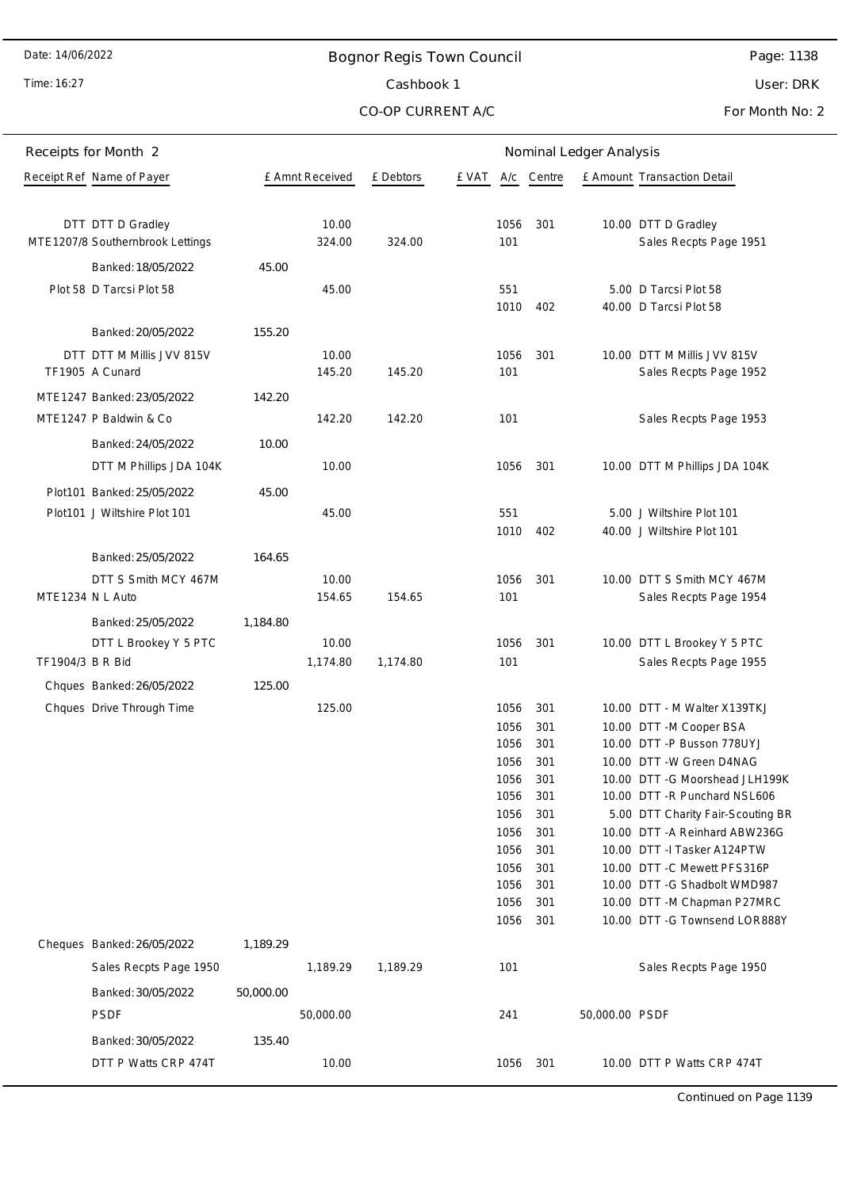## Receipts for Month 2

| Receipt Ref | Name of Payer | | £ Amnt Received | £ Debtors | £ VAT | A/c | Centre | £ Amount | Transaction Detail |
|---|---|---|---|---|---|---|---|---|---|
| | | | | | | | | | **Nominal Ledger Analysis** |
| DTT | DTT D Gradley | | 10.00 | | | 1056 | 301 | 10.00 | DTT D Gradley |
| MTE1207/8 | Southernbrook Lettings | | 324.00 | 324.00 | | 101 | | | Sales Recpts Page 1951 |
| | Banked: 18/05/2022 | 45.00 | | | | | | | |
| Plot 58 | D Tarcsi Plot 58 | | 45.00 | | | 551 | | 5.00 | D Tarcsi Plot 58 |
| | | | | | | 1010 | 402 | 40.00 | D Tarcsi Plot 58 |
| | Banked: 20/05/2022 | 155.20 | | | | | | | |
| DTT | DTT M Millis JVV 815V | | 10.00 | | | 1056 | 301 | 10.00 | DTT M Millis JVV 815V |
| TF1905 | A Cunard | | 145.20 | 145.20 | | 101 | | | Sales Recpts Page 1952 |
| MTE1247 | Banked: 23/05/2022 | 142.20 | | | | | | | |
| MTE1247 | P Baldwin & Co | | 142.20 | 142.20 | | 101 | | | Sales Recpts Page 1953 |
| | Banked: 24/05/2022 | 10.00 | | | | | | | |
| | DTT M Phillips JDA 104K | | 10.00 | | | 1056 | 301 | 10.00 | DTT M Phillips JDA 104K |
| Plot101 | Banked: 25/05/2022 | 45.00 | | | | | | | |
| Plot101 | J Wiltshire Plot 101 | | 45.00 | | | 551 | | 5.00 | J Wiltshire Plot 101 |
| | | | | | | 1010 | 402 | 40.00 | J Wiltshire Plot 101 |
| | Banked: 25/05/2022 | 164.65 | | | | | | | |
| | DTT S Smith MCY 467M | | 10.00 | | | 1056 | 301 | 10.00 | DTT S Smith MCY 467M |
| MTE1234 | N L Auto | | 154.65 | 154.65 | | 101 | | | Sales Recpts Page 1954 |
| | Banked: 25/05/2022 | 1,184.80 | | | | | | | |
| | DTT L Brookey Y 5 PTC | | 10.00 | | | 1056 | 301 | 10.00 | DTT L Brookey Y 5 PTC |
| TF1904/3 | B R Bid | | 1,174.80 | 1,174.80 | | 101 | | | Sales Recpts Page 1955 |
| Chques | Banked: 26/05/2022 | 125.00 | | | | | | | |
| Chques | Drive Through Time | | 125.00 | | | 1056 | 301 | 10.00 | DTT - M Walter X139TKJ |
| | | | | | | 1056 | 301 | 10.00 | DTT -M Cooper BSA |
| | | | | | | 1056 | 301 | 10.00 | DTT -P Busson 778UYJ |
| | | | | | | 1056 | 301 | 10.00 | DTT -W Green D4NAG |
| | | | | | | 1056 | 301 | 10.00 | DTT -G Moorshead JLH199K |
| | | | | | | 1056 | 301 | 10.00 | DTT -R Punchard NSL606 |
| | | | | | | 1056 | 301 | 5.00 | DTT Charity Fair-Scouting BR |
| | | | | | | 1056 | 301 | 10.00 | DTT -A Reinhard ABW236G |
| | | | | | | 1056 | 301 | 10.00 | DTT -I Tasker A124PTW |
| | | | | | | 1056 | 301 | 10.00 | DTT -C Mewett PFS316P |
| | | | | | | 1056 | 301 | 10.00 | DTT -G Shadbolt WMD987 |
| | | | | | | 1056 | 301 | 10.00 | DTT -M Chapman P27MRC |
| | | | | | | 1056 | 301 | 10.00 | DTT -G Townsend LOR888Y |
| Cheques | Banked: 26/05/2022 | 1,189.29 | | | | | | | |
| | Sales Recpts Page 1950 | | 1,189.29 | 1,189.29 | | 101 | | | Sales Recpts Page 1950 |
| | Banked: 30/05/2022 | 50,000.00 | | | | | | | |
| | PSDF | | 50,000.00 | | | 241 | | 50,000.00 | PSDF |
| | Banked: 30/05/2022 | 135.40 | | | | | | | |
| | DTT P Watts CRP 474T | | 10.00 | | | 1056 | 301 | 10.00 | DTT P Watts CRP 474T |

Continued on Page 1139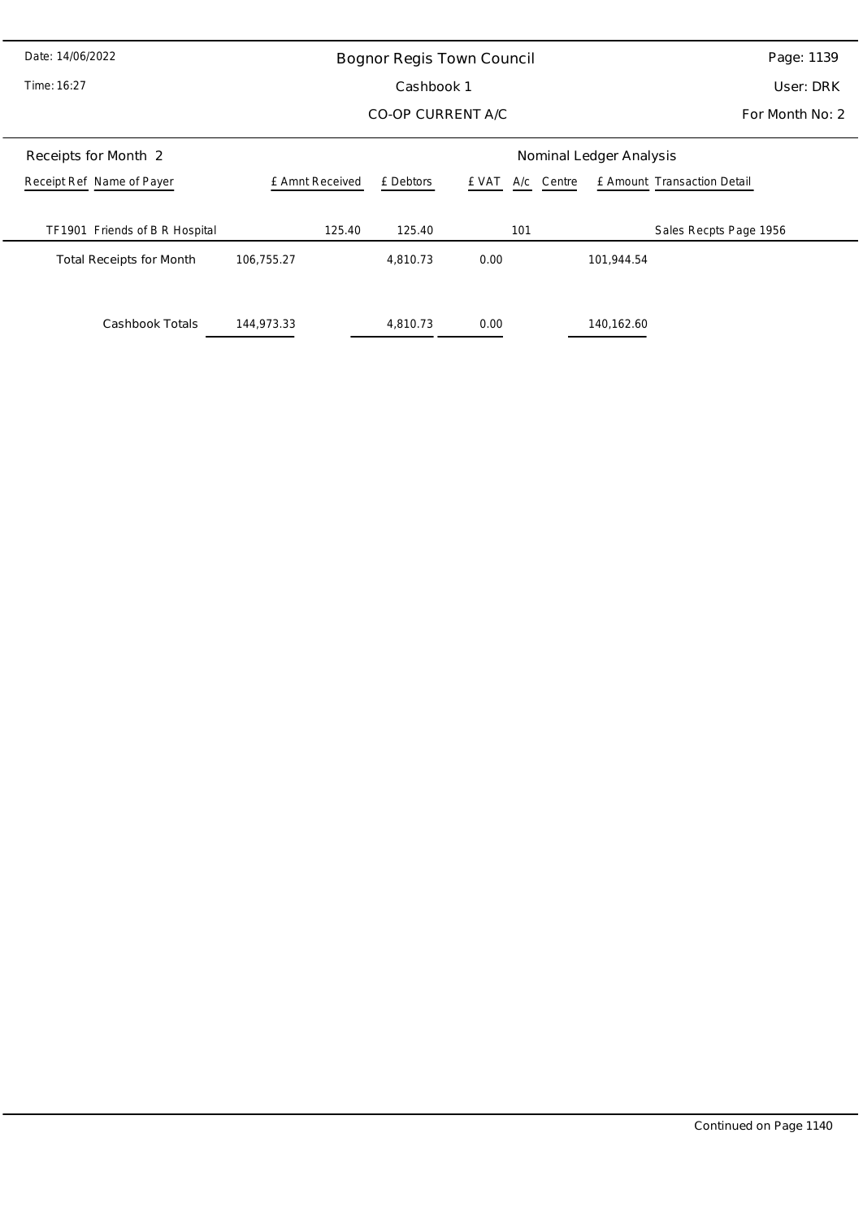# Bognor Regis Town Council

## Cashbook 1

## CO-OP CURRENT A/C

Date: 14/06/2022

Time: 16:27

User: DRK

For Month No: 2

### Receipts for Month 2

| Receipt Ref | Name of Payer | £ Amnt Received | £ Debtors | £ VAT | A/c | Centre | £ Amount | Transaction Detail |
|---|---|---|---|---|---|---|---|---|
| TF1901 | Friends of B R Hospital | 125.40 | 125.40 | | 101 | | | Sales Recpts Page 1956 |
| | Total Receipts for Month | 106,755.27 | 4,810.73 | 0.00 | | | 101,944.54 | |
| | Cashbook Totals | 144,973.33 | 4,810.73 | 0.00 | | | 140,162.60 | |

Continued on Page 1140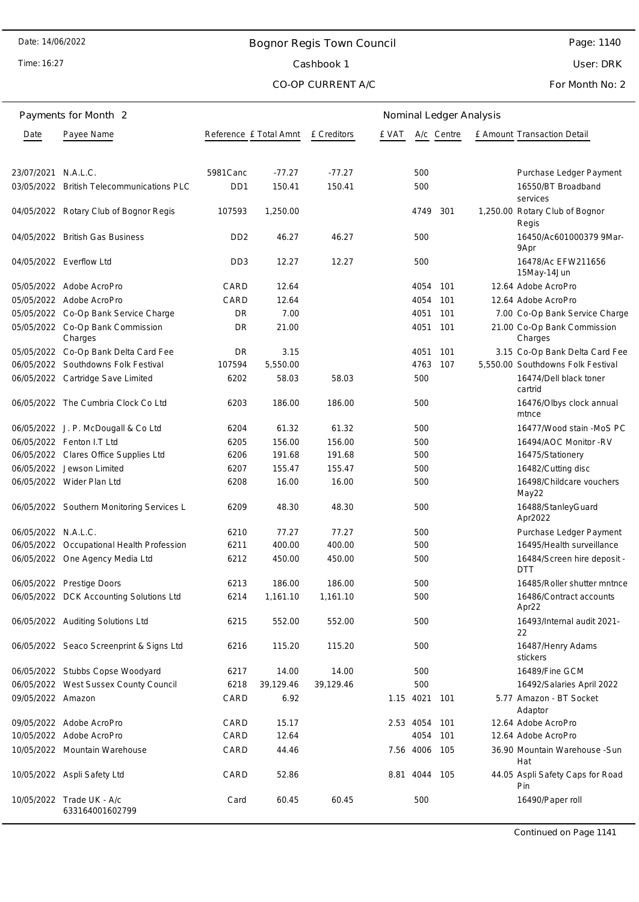Bognor Regis Town Council

Cashbook 1

CO-OP CURRENT A/C

User: DRK

For Month No: 2

Date: 14/06/2022

Time: 16:27

## Payments for Month 2

| Date | Payee Name | Reference | £ Total Amnt | £ Creditors | £ VAT | A/c | Centre | £ Amount | Transaction Detail |
|---|---|---|---|---|---|---|---|---|---|
| 23/07/2021 | N.A.L.C. | 5981Canc | -77.27 | -77.27 | | 500 | | | Purchase Ledger Payment |
| 03/05/2022 | British Telecommunications PLC | DD1 | 150.41 | 150.41 | | 500 | | | 16550/BT Broadband services |
| 04/05/2022 | Rotary Club of Bognor Regis | 107593 | 1,250.00 | | | 4749 | 301 | 1,250.00 | Rotary Club of Bognor Regis |
| 04/05/2022 | British Gas Business | DD2 | 46.27 | 46.27 | | 500 | | | 16450/Ac601000379 9Mar-9Apr |
| 04/05/2022 | Everflow Ltd | DD3 | 12.27 | 12.27 | | 500 | | | 16478/Ac EFW211656 15May-14Jun |
| 05/05/2022 | Adobe AcroPro | CARD | 12.64 | | | 4054 | 101 | 12.64 | Adobe AcroPro |
| 05/05/2022 | Adobe AcroPro | CARD | 12.64 | | | 4054 | 101 | 12.64 | Adobe AcroPro |
| 05/05/2022 | Co-Op Bank Service Charge | DR | 7.00 | | | 4051 | 101 | 7.00 | Co-Op Bank Service Charge |
| 05/05/2022 | Co-Op Bank Commission Charges | DR | 21.00 | | | 4051 | 101 | 21.00 | Co-Op Bank Commission Charges |
| 05/05/2022 | Co-Op Bank Delta Card Fee | DR | 3.15 | | | 4051 | 101 | 3.15 | Co-Op Bank Delta Card Fee |
| 06/05/2022 | Southdowns Folk Festival | 107594 | 5,550.00 | | | 4763 | 107 | 5,550.00 | Southdowns Folk Festival |
| 06/05/2022 | Cartridge Save Limited | 6202 | 58.03 | 58.03 | | 500 | | | 16474/Dell black toner cartrid |
| 06/05/2022 | The Cumbria Clock Co Ltd | 6203 | 186.00 | 186.00 | | 500 | | | 16476/Olbys clock annual mtnce |
| 06/05/2022 | J. P. McDougall & Co Ltd | 6204 | 61.32 | 61.32 | | 500 | | | 16477/Wood stain -MoS PC |
| 06/05/2022 | Fenton I.T Ltd | 6205 | 156.00 | 156.00 | | 500 | | | 16494/AOC Monitor -RV |
| 06/05/2022 | Clares Office Supplies Ltd | 6206 | 191.68 | 191.68 | | 500 | | | 16475/Stationery |
| 06/05/2022 | Jewson Limited | 6207 | 155.47 | 155.47 | | 500 | | | 16482/Cutting disc |
| 06/05/2022 | Wider Plan Ltd | 6208 | 16.00 | 16.00 | | 500 | | | 16498/Childcare vouchers May22 |
| 06/05/2022 | Southern Monitoring Services L | 6209 | 48.30 | 48.30 | | 500 | | | 16488/StanleyGuard Apr2022 |
| 06/05/2022 | N.A.L.C. | 6210 | 77.27 | 77.27 | | 500 | | | Purchase Ledger Payment |
| 06/05/2022 | Occupational Health Profession | 6211 | 400.00 | 400.00 | | 500 | | | 16495/Health surveillance |
| 06/05/2022 | One Agency Media Ltd | 6212 | 450.00 | 450.00 | | 500 | | | 16484/Screen hire deposit - DTT |
| 06/05/2022 | Prestige Doors | 6213 | 186.00 | 186.00 | | 500 | | | 16485/Roller shutter mntnce |
| 06/05/2022 | DCK Accounting Solutions Ltd | 6214 | 1,161.10 | 1,161.10 | | 500 | | | 16486/Contract accounts Apr22 |
| 06/05/2022 | Auditing Solutions Ltd | 6215 | 552.00 | 552.00 | | 500 | | | 16493/Internal audit 2021-22 |
| 06/05/2022 | Seaco Screenprint & Signs Ltd | 6216 | 115.20 | 115.20 | | 500 | | | 16487/Henry Adams stickers |
| 06/05/2022 | Stubbs Copse Woodyard | 6217 | 14.00 | 14.00 | | 500 | | | 16489/Fine GCM |
| 06/05/2022 | West Sussex County Council | 6218 | 39,129.46 | 39,129.46 | | 500 | | | 16492/Salaries April 2022 |
| 09/05/2022 | Amazon | CARD | 6.92 | | 1.15 | 4021 | 101 | 5.77 | Amazon - BT Socket Adaptor |
| 09/05/2022 | Adobe AcroPro | CARD | 15.17 | | 2.53 | 4054 | 101 | 12.64 | Adobe AcroPro |
| 10/05/2022 | Adobe AcroPro | CARD | 12.64 | | | 4054 | 101 | 12.64 | Adobe AcroPro |
| 10/05/2022 | Mountain Warehouse | CARD | 44.46 | | 7.56 | 4006 | 105 | 36.90 | Mountain Warehouse -Sun Hat |
| 10/05/2022 | Aspli Safety Ltd | CARD | 52.86 | | 8.81 | 4044 | 105 | 44.05 | Aspli Safety Caps for Road Pin |
| 10/05/2022 | Trade UK - A/c 633164001602799 | Card | 60.45 | 60.45 | | 500 | | | 16490/Paper roll |

Continued on Page 1141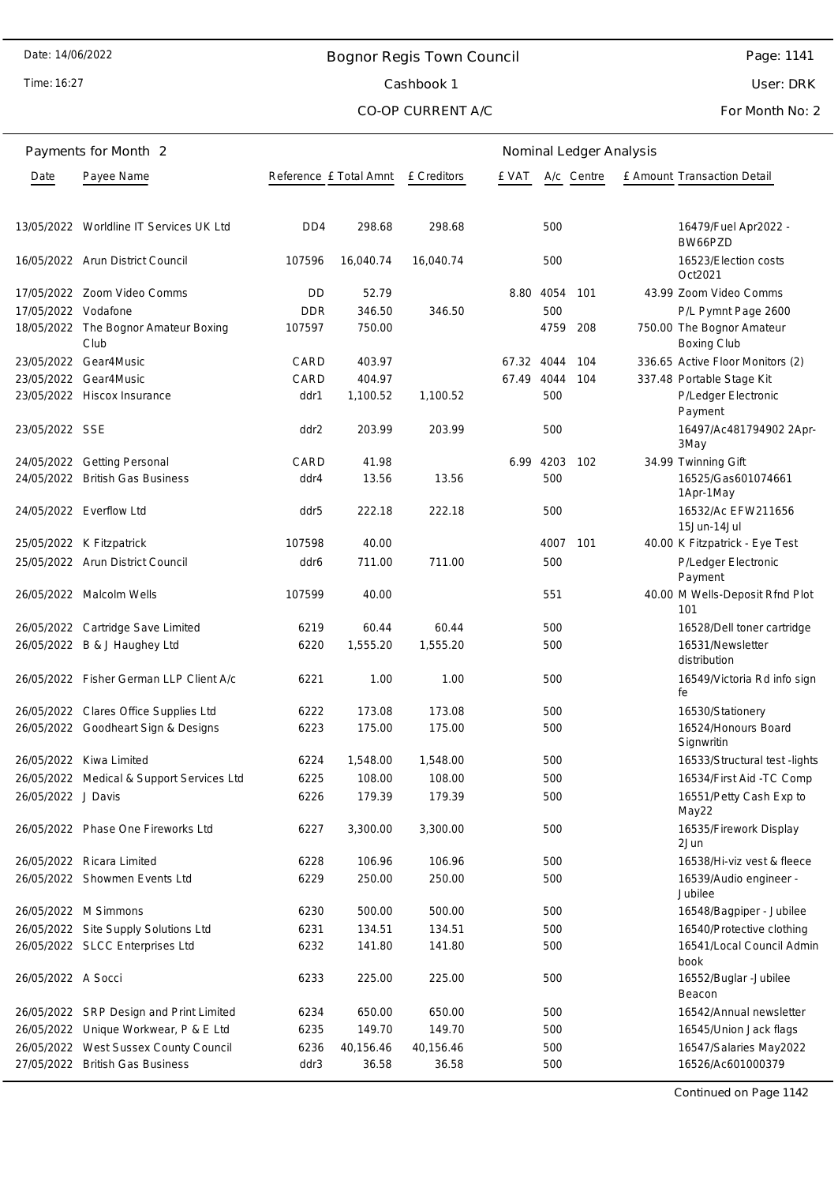Date: 14/06/2022

Time: 16:27

# Bognor Regis Town Council

Cashbook 1

CO-OP CURRENT A/C

User: DRK

For Month No: 2

## Payments for Month 2

| Date | Payee Name | Reference | £ Total Amnt | £ Creditors | £ VAT | A/c | Centre | £ Amount | Transaction Detail |
|---|---|---|---|---|---|---|---|---|---|
| 13/05/2022 | Worldline IT Services UK Ltd | DD4 | 298.68 | 298.68 | | 500 | | | 16479/Fuel Apr2022 - BW66PZD |
| 16/05/2022 | Arun District Council | 107596 | 16,040.74 | 16,040.74 | | 500 | | | 16523/Election costs Oct2021 |
| 17/05/2022 | Zoom Video Comms | DD | 52.79 | | 8.80 | 4054 | 101 | 43.99 | Zoom Video Comms |
| 17/05/2022 | Vodafone | DDR | 346.50 | 346.50 | | 500 | | | P/L Pymnt Page 2600 |
| 18/05/2022 | The Bognor Amateur Boxing Club | 107597 | 750.00 | | | 4759 | 208 | 750.00 | The Bognor Amateur Boxing Club |
| 23/05/2022 | Gear4Music | CARD | 403.97 | | 67.32 | 4044 | 104 | 336.65 | Active Floor Monitors (2) |
| 23/05/2022 | Gear4Music | CARD | 404.97 | | 67.49 | 4044 | 104 | 337.48 | Portable Stage Kit |
| 23/05/2022 | Hiscox Insurance | ddr1 | 1,100.52 | 1,100.52 | | 500 | | | P/Ledger Electronic Payment |
| 23/05/2022 | SSE | ddr2 | 203.99 | 203.99 | | 500 | | | 16497/Ac481794902 2Apr-3May |
| 24/05/2022 | Getting Personal | CARD | 41.98 | | 6.99 | 4203 | 102 | 34.99 | Twinning Gift |
| 24/05/2022 | British Gas Business | ddr4 | 13.56 | 13.56 | | 500 | | | 16525/Gas601074661 1Apr-1May |
| 24/05/2022 | Everflow Ltd | ddr5 | 222.18 | 222.18 | | 500 | | | 16532/Ac EFW211656 15Jun-14Jul |
| 25/05/2022 | K Fitzpatrick | 107598 | 40.00 | | | 4007 | 101 | 40.00 | K Fitzpatrick - Eye Test |
| 25/05/2022 | Arun District Council | ddr6 | 711.00 | 711.00 | | 500 | | | P/Ledger Electronic Payment |
| 26/05/2022 | Malcolm Wells | 107599 | 40.00 | | | 551 | | 40.00 | M Wells-Deposit Rfnd Plot 101 |
| 26/05/2022 | Cartridge Save Limited | 6219 | 60.44 | 60.44 | | 500 | | | 16528/Dell toner cartridge |
| 26/05/2022 | B & J Haughey Ltd | 6220 | 1,555.20 | 1,555.20 | | 500 | | | 16531/Newsletter distribution |
| 26/05/2022 | Fisher German LLP Client A/c | 6221 | 1.00 | 1.00 | | 500 | | | 16549/Victoria Rd info sign fe |
| 26/05/2022 | Clares Office Supplies Ltd | 6222 | 173.08 | 173.08 | | 500 | | | 16530/Stationery |
| 26/05/2022 | Goodheart Sign & Designs | 6223 | 175.00 | 175.00 | | 500 | | | 16524/Honours Board Signwritin |
| 26/05/2022 | Kiwa Limited | 6224 | 1,548.00 | 1,548.00 | | 500 | | | 16533/Structural test -lights |
| 26/05/2022 | Medical & Support Services Ltd | 6225 | 108.00 | 108.00 | | 500 | | | 16534/First Aid -TC Comp |
| 26/05/2022 | J Davis | 6226 | 179.39 | 179.39 | | 500 | | | 16551/Petty Cash Exp to May22 |
| 26/05/2022 | Phase One Fireworks Ltd | 6227 | 3,300.00 | 3,300.00 | | 500 | | | 16535/Firework Display 2Jun |
| 26/05/2022 | Ricara Limited | 6228 | 106.96 | 106.96 | | 500 | | | 16538/Hi-viz vest & fleece |
| 26/05/2022 | Showmen Events Ltd | 6229 | 250.00 | 250.00 | | 500 | | | 16539/Audio engineer - Jubilee |
| 26/05/2022 | M Simmons | 6230 | 500.00 | 500.00 | | 500 | | | 16548/Bagpiper - Jubilee |
| 26/05/2022 | Site Supply Solutions Ltd | 6231 | 134.51 | 134.51 | | 500 | | | 16540/Protective clothing |
| 26/05/2022 | SLCC Enterprises Ltd | 6232 | 141.80 | 141.80 | | 500 | | | 16541/Local Council Admin book |
| 26/05/2022 | A Socci | 6233 | 225.00 | 225.00 | | 500 | | | 16552/Buglar -Jubilee Beacon |
| 26/05/2022 | SRP Design and Print Limited | 6234 | 650.00 | 650.00 | | 500 | | | 16542/Annual newsletter |
| 26/05/2022 | Unique Workwear, P & E Ltd | 6235 | 149.70 | 149.70 | | 500 | | | 16545/Union Jack flags |
| 26/05/2022 | West Sussex County Council | 6236 | 40,156.46 | 40,156.46 | | 500 | | | 16547/Salaries May2022 |
| 27/05/2022 | British Gas Business | ddr3 | 36.58 | 36.58 | | 500 | | | 16526/Ac601000379 |

Continued on Page 1142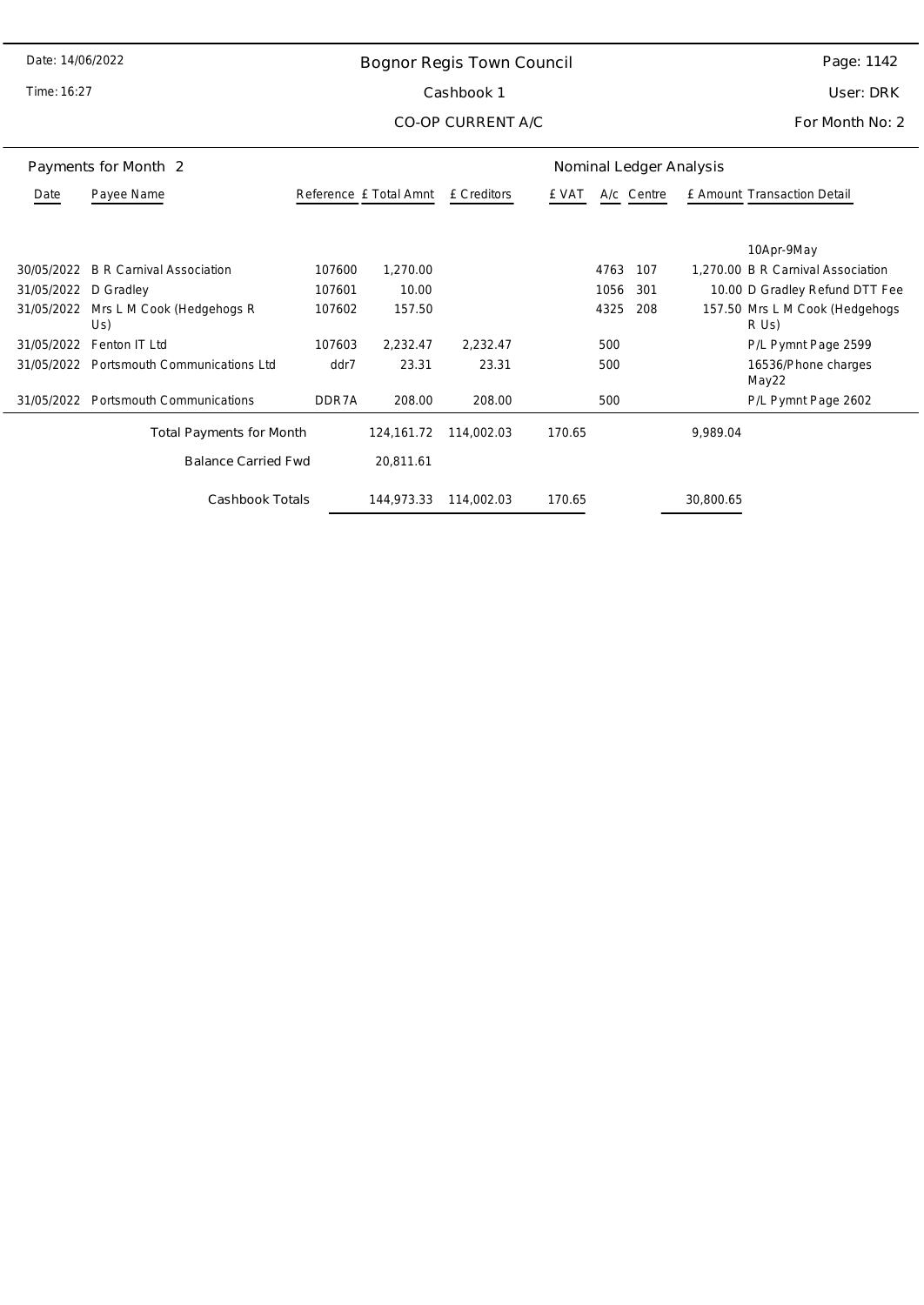Date: 14/06/2022

Time: 16:27

# Bognor Regis Town Council

## Cashbook 1

## CO-OP CURRENT A/C

Page: 1142

User: DRK

For Month No: 2

**Payments for Month 2** — Nominal Ledger Analysis

| Date | Payee Name | Reference | £ Total Amnt | £ Creditors | £ VAT | A/c | Centre | £ Amount | Transaction Detail |
|---|---|---|---|---|---|---|---|---|---|
| | | | | | | | | | 10Apr-9May |
| 30/05/2022 | B R Carnival Association | 107600 | 1,270.00 | | | 4763 | 107 | 1,270.00 | B R Carnival Association |
| 31/05/2022 | D Gradley | 107601 | 10.00 | | | 1056 | 301 | 10.00 | D Gradley Refund DTT Fee |
| 31/05/2022 | Mrs L M Cook (Hedgehogs R Us) | 107602 | 157.50 | | | 4325 | 208 | 157.50 | Mrs L M Cook (Hedgehogs R Us) |
| 31/05/2022 | Fenton IT Ltd | 107603 | 2,232.47 | 2,232.47 | | 500 | | | P/L Pymnt Page 2599 |
| 31/05/2022 | Portsmouth Communications Ltd | ddr7 | 23.31 | 23.31 | | 500 | | | 16536/Phone charges May22 |
| 31/05/2022 | Portsmouth Communications | DDR7A | 208.00 | 208.00 | | 500 | | | P/L Pymnt Page 2602 |
| | Total Payments for Month | | 124,161.72 | 114,002.03 | 170.65 | | | 9,989.04 | |
| | Balance Carried Fwd | | 20,811.61 | | | | | | |
| | Cashbook Totals | | 144,973.33 | 114,002.03 | 170.65 | | | 30,800.65 | |